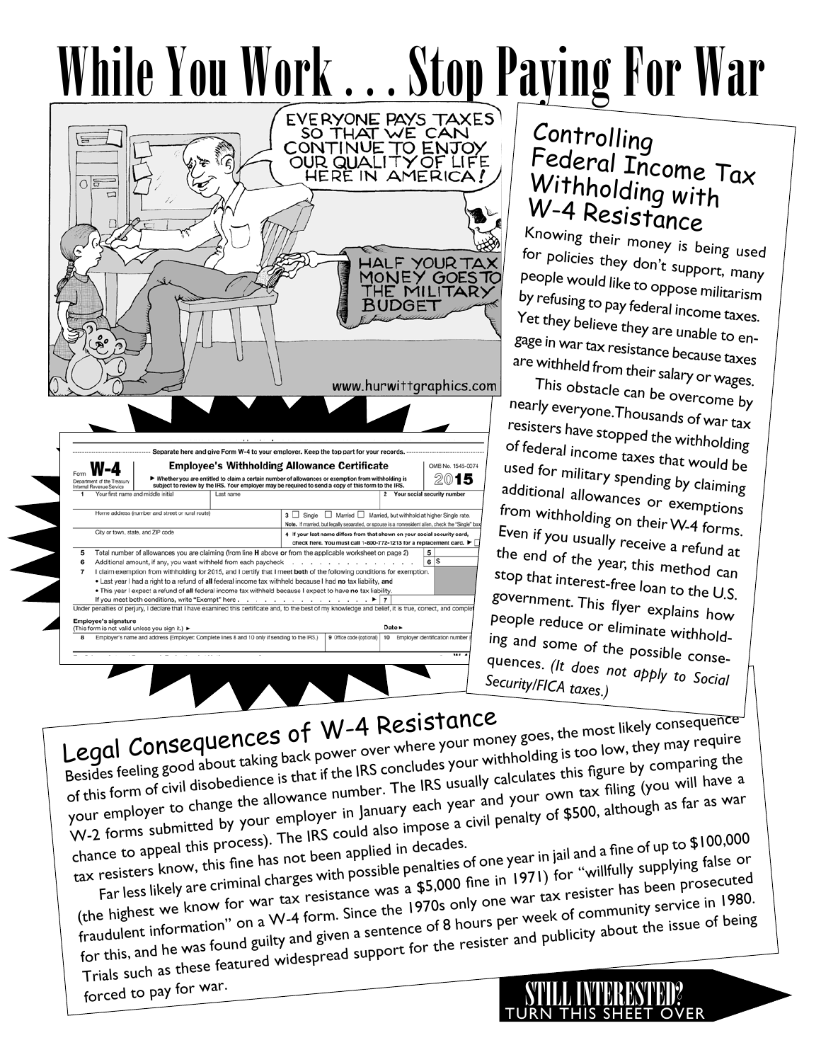# While You Work . . . Stop Paying For War

## Controlling Federal Income Tax Withholding with W-4 Resistance

Knowing their money is being used for policies they don't support, many people would like to oppose militarism by refusing to pay federal income taxes. Yet they believe they are unable to engage in war tax resistance because taxes are withheld from their salary or wages.

This obstacle can be overcome by nearly everyone. Thousands of war tax resisters have stopped the withholding of federal income taxes that would be used for military spending by claiming additional allowances or exemptions from withholding on their W-4 forms. Even if you usually receive a refund at the end of the year, this method can stop that interest-free loan to the U.S. government. This flyer explains how people reduce or eliminate withholding and some of the possible consequences. *(It does not apply to Social Security/FICA taxes.)*

## Legal Consequences of W-4 Resistance

Besides feeling good about taking back power over where your money goes, the most likely consequence of this form of civil disobedience is that if the IRS concludes your withholding is too low, they may require your employer to change the allowance number. The IRS usually calculates this figure by comparing the W-2 forms submitted by your employer in January each year and your own tax filing (you will have a chance to appeal this process). The IRS could also impose a civil penalty of $500, although as far as war tax resisters know, this fine has not been applied in decades.

Far less likely are criminal charges with possible penalties of one year in jail and a fine of up to $100,000 (the highest we know for war tax resistance was a $5,000 fine in 1971) for "willfully supplying false or fraudulent information" on a W-4 form. Since the 1970s only one war tax resister has been prosecuted for this, and he was found guilty and given a sentence of 8 hours per week of community service in 1980. Trials such as these featured widespread support for the resister and publicity about the issue of being forced to pay for war.

**STILL INTERESTED?** TURN THIS SHEET OVER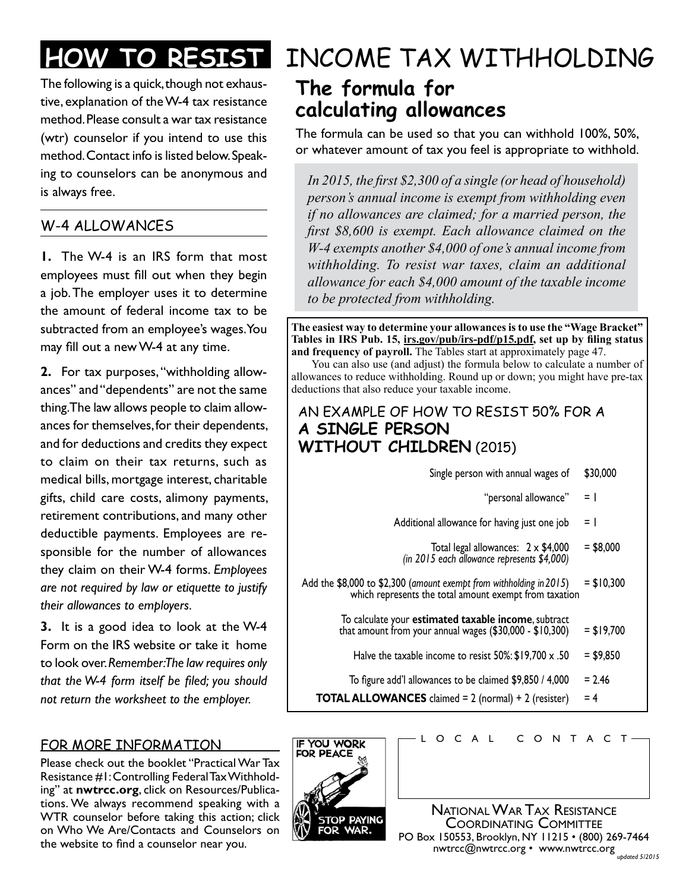# HOW TO RESIST INCOME TAX WITHHOLDING

The following is a quick, though not exhaustive, explanation of the W-4 tax resistance method. Please consult a war tax resistance (wtr) counselor if you intend to use this method. Contact info is listed below. Speaking to counselors can be anonymous and is always free.

## W-4 ALLOWANCES

**1.** The W-4 is an IRS form that most employees must fill out when they begin a job. The employer uses it to determine the amount of federal income tax to be subtracted from an employee's wages. You may fill out a new W-4 at any time.

**2.** For tax purposes, "withholding allowances" and "dependents" are not the same thing. The law allows people to claim allowances for themselves, for their dependents, and for deductions and credits they expect to claim on their tax returns, such as medical bills, mortgage interest, charitable gifts, child care costs, alimony payments, retirement contributions, and many other deductible payments. Employees are responsible for the number of allowances they claim on their W-4 forms. *Employees are not required by law or etiquette to justify their allowances to employers.*

**3.** It is a good idea to look at the W-4 Form on the IRS website or take it home to look over. *Remember: The law requires only that the W-4 form itself be filed; you should not return the worksheet to the employer.*

## FOR MORE INFORMATION

Please check out the booklet "Practical War Tax Resistance #1: Controlling Federal Tax Withholding" at **nwtrcc.org**, click on Resources/Publications. We always recommend speaking with a WTR counselor before taking this action; click on Who We Are/Contacts and Counselors on the website to find a counselor near you.

## The formula for calculating allowances

The formula can be used so that you can withhold 100%, 50%, or whatever amount of tax you feel is appropriate to withhold.

*In 2015, the first $2,300 of a single (or head of household) person's annual income is exempt from withholding even if no allowances are claimed; for a married person, the first $8,600 is exempt. Each allowance claimed on the W-4 exempts another $4,000 of one's annual income from withholding. To resist war taxes, claim an additional allowance for each $4,000 amount of the taxable income to be protected from withholding.*

**The easiest way to determine your allowances is to use the "Wage Bracket" Tables in IRS Pub. 15, irs.gov/pub/irs-pdf/p15.pdf, set up by filing status and frequency of payroll.** The Tables start at approximately page 47.

You can also use (and adjust) the formula below to calculate a number of allowances to reduce withholding. Round up or down; you might have pre-tax deductions that also reduce your taxable income.

### AN EXAMPLE OF HOW TO RESIST 50% FOR A **A SINGLE PERSON WITHOUT CHILDREN** (2015)

| | |
|---|---|
| Single person with annual wages of | $30,000 |
| "personal allowance" | = 1 |
| Additional allowance for having just one job | = 1 |
| Total legal allowances: 2 x $4,000 *(in 2015 each allowance represents $4,000)* | = $8,000 |
| Add the $8,000 to $2,300 (*amount exempt from withholding in 2015*) which represents the total amount exempt from taxation | = $10,300 |
| To calculate your **estimated taxable income**, subtract that amount from your annual wages ($30,000 - $10,300) | = $19,700 |
| Halve the taxable income to resist 50%: $19,700 x .50 | = $9,850 |
| To figure add'l allowances to be claimed $9,850 / 4,000 | = 2.46 |
| **TOTAL ALLOWANCES** claimed = 2 (normal) + 2 (resister) | = 4 |

IF YOU WORK FOR PEACE STOP PAYING FOR WAR.

LOCAL CONTACT

National War Tax Resistance Coordinating Committee
PO Box 150553, Brooklyn, NY 11215 • (800) 269-7464
nwtrcc@nwtrcc.org • www.nwtrcc.org

*updated 5/2015*